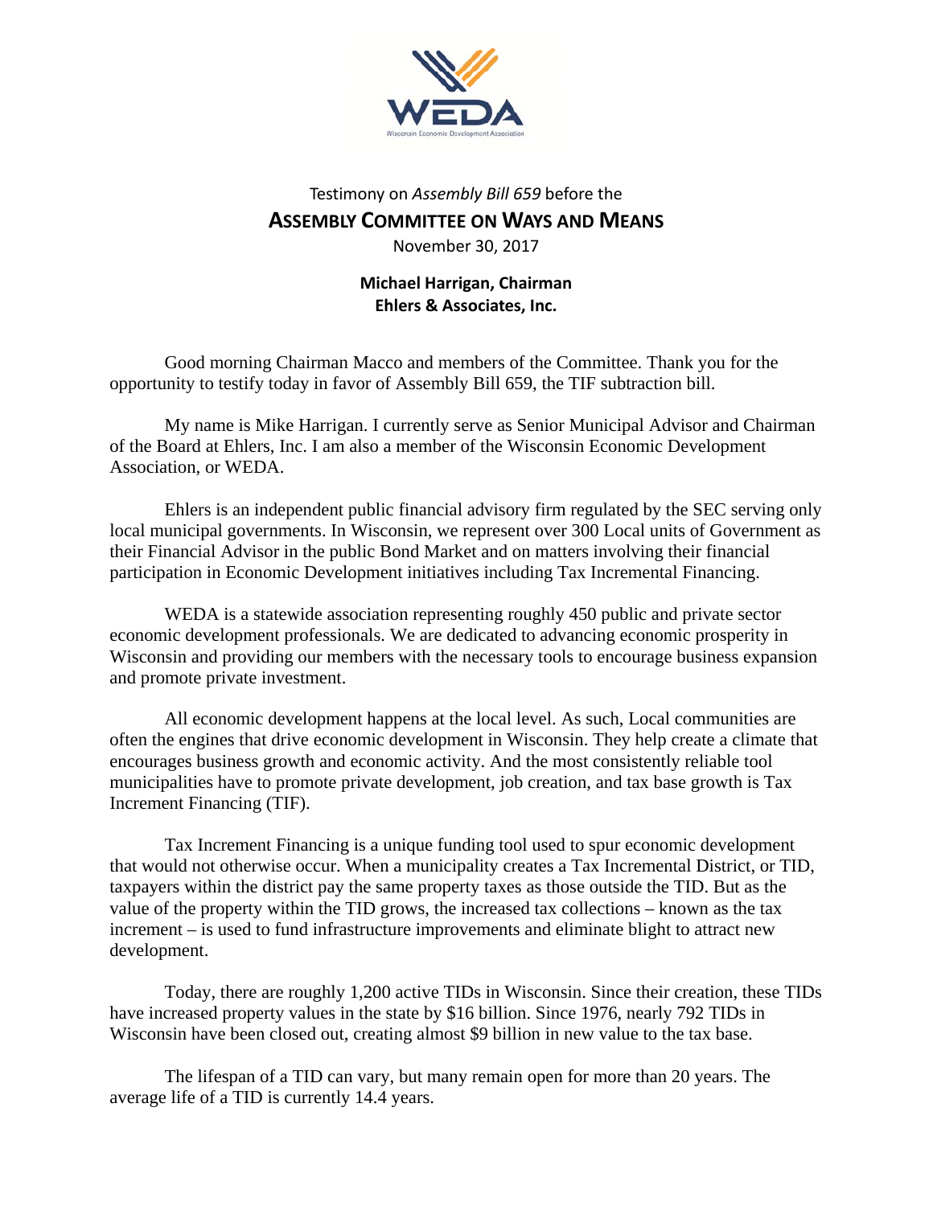WEDA

Wisconsin Economic Development Association

Testimony on *Assembly Bill 659* before the

## ASSEMBLY COMMITTEE ON WAYS AND MEANS

November 30, 2017

**Michael Harrigan, Chairman**
**Ehlers & Associates, Inc.**

Good morning Chairman Macco and members of the Committee. Thank you for the opportunity to testify today in favor of Assembly Bill 659, the TIF subtraction bill.

My name is Mike Harrigan. I currently serve as Senior Municipal Advisor and Chairman of the Board at Ehlers, Inc. I am also a member of the Wisconsin Economic Development Association, or WEDA.

Ehlers is an independent public financial advisory firm regulated by the SEC serving only local municipal governments. In Wisconsin, we represent over 300 Local units of Government as their Financial Advisor in the public Bond Market and on matters involving their financial participation in Economic Development initiatives including Tax Incremental Financing.

WEDA is a statewide association representing roughly 450 public and private sector economic development professionals. We are dedicated to advancing economic prosperity in Wisconsin and providing our members with the necessary tools to encourage business expansion and promote private investment.

All economic development happens at the local level. As such, Local communities are often the engines that drive economic development in Wisconsin. They help create a climate that encourages business growth and economic activity. And the most consistently reliable tool municipalities have to promote private development, job creation, and tax base growth is Tax Increment Financing (TIF).

Tax Increment Financing is a unique funding tool used to spur economic development that would not otherwise occur. When a municipality creates a Tax Incremental District, or TID, taxpayers within the district pay the same property taxes as those outside the TID. But as the value of the property within the TID grows, the increased tax collections – known as the tax increment – is used to fund infrastructure improvements and eliminate blight to attract new development.

Today, there are roughly 1,200 active TIDs in Wisconsin. Since their creation, these TIDs have increased property values in the state by $16 billion. Since 1976, nearly 792 TIDs in Wisconsin have been closed out, creating almost $9 billion in new value to the tax base.

The lifespan of a TID can vary, but many remain open for more than 20 years. The average life of a TID is currently 14.4 years.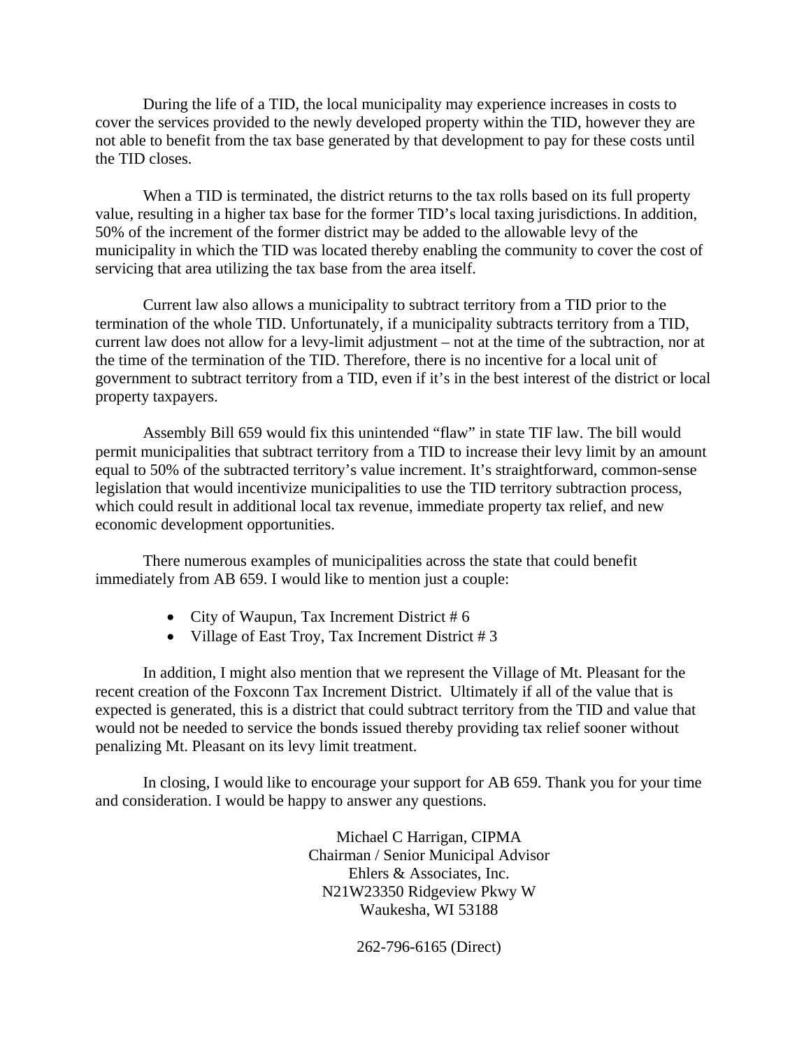During the life of a TID, the local municipality may experience increases in costs to cover the services provided to the newly developed property within the TID, however they are not able to benefit from the tax base generated by that development to pay for these costs until the TID closes.

When a TID is terminated, the district returns to the tax rolls based on its full property value, resulting in a higher tax base for the former TID's local taxing jurisdictions. In addition, 50% of the increment of the former district may be added to the allowable levy of the municipality in which the TID was located thereby enabling the community to cover the cost of servicing that area utilizing the tax base from the area itself.

Current law also allows a municipality to subtract territory from a TID prior to the termination of the whole TID. Unfortunately, if a municipality subtracts territory from a TID, current law does not allow for a levy-limit adjustment – not at the time of the subtraction, nor at the time of the termination of the TID. Therefore, there is no incentive for a local unit of government to subtract territory from a TID, even if it's in the best interest of the district or local property taxpayers.

Assembly Bill 659 would fix this unintended "flaw" in state TIF law. The bill would permit municipalities that subtract territory from a TID to increase their levy limit by an amount equal to 50% of the subtracted territory's value increment. It's straightforward, common-sense legislation that would incentivize municipalities to use the TID territory subtraction process, which could result in additional local tax revenue, immediate property tax relief, and new economic development opportunities.

There numerous examples of municipalities across the state that could benefit immediately from AB 659. I would like to mention just a couple:

- City of Waupun, Tax Increment District # 6
- Village of East Troy, Tax Increment District # 3

In addition, I might also mention that we represent the Village of Mt. Pleasant for the recent creation of the Foxconn Tax Increment District. Ultimately if all of the value that is expected is generated, this is a district that could subtract territory from the TID and value that would not be needed to service the bonds issued thereby providing tax relief sooner without penalizing Mt. Pleasant on its levy limit treatment.

In closing, I would like to encourage your support for AB 659. Thank you for your time and consideration. I would be happy to answer any questions.

Michael C Harrigan, CIPMA
Chairman / Senior Municipal Advisor
Ehlers & Associates, Inc.
N21W23350 Ridgeview Pkwy W
Waukesha, WI 53188

262-796-6165 (Direct)